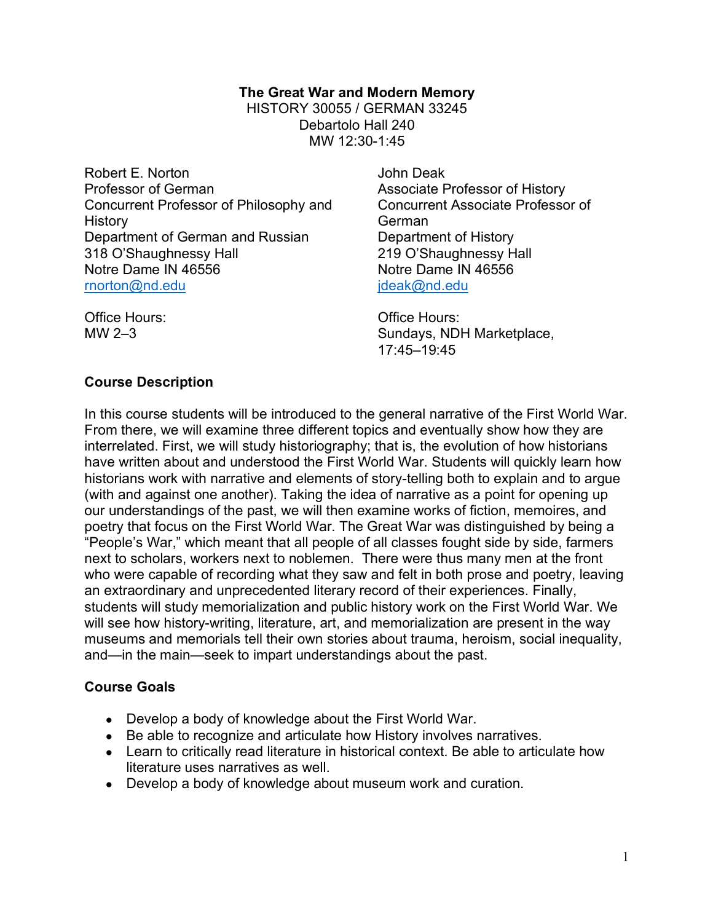**The Great War and Modern Memory**

HISTORY 30055 / GERMAN 33245
Debartolo Hall 240
MW 12:30-1:45

Robert E. Norton
Professor of German
Concurrent Professor of Philosophy and History
Department of German and Russian
318 O'Shaughnessy Hall
Notre Dame IN 46556
rnorton@nd.edu

Office Hours:
MW 2–3

John Deak
Associate Professor of History
Concurrent Associate Professor of German
Department of History
219 O'Shaughnessy Hall
Notre Dame IN 46556
jdeak@nd.edu

Office Hours:
Sundays, NDH Marketplace, 17:45–19:45

## Course Description

In this course students will be introduced to the general narrative of the First World War. From there, we will examine three different topics and eventually show how they are interrelated. First, we will study historiography; that is, the evolution of how historians have written about and understood the First World War. Students will quickly learn how historians work with narrative and elements of story-telling both to explain and to argue (with and against one another). Taking the idea of narrative as a point for opening up our understandings of the past, we will then examine works of fiction, memoires, and poetry that focus on the First World War. The Great War was distinguished by being a "People's War," which meant that all people of all classes fought side by side, farmers next to scholars, workers next to noblemen. There were thus many men at the front who were capable of recording what they saw and felt in both prose and poetry, leaving an extraordinary and unprecedented literary record of their experiences. Finally, students will study memorialization and public history work on the First World War. We will see how history-writing, literature, art, and memorialization are present in the way museums and memorials tell their own stories about trauma, heroism, social inequality, and—in the main—seek to impart understandings about the past.

## Course Goals

- Develop a body of knowledge about the First World War.
- Be able to recognize and articulate how History involves narratives.
- Learn to critically read literature in historical context. Be able to articulate how literature uses narratives as well.
- Develop a body of knowledge about museum work and curation.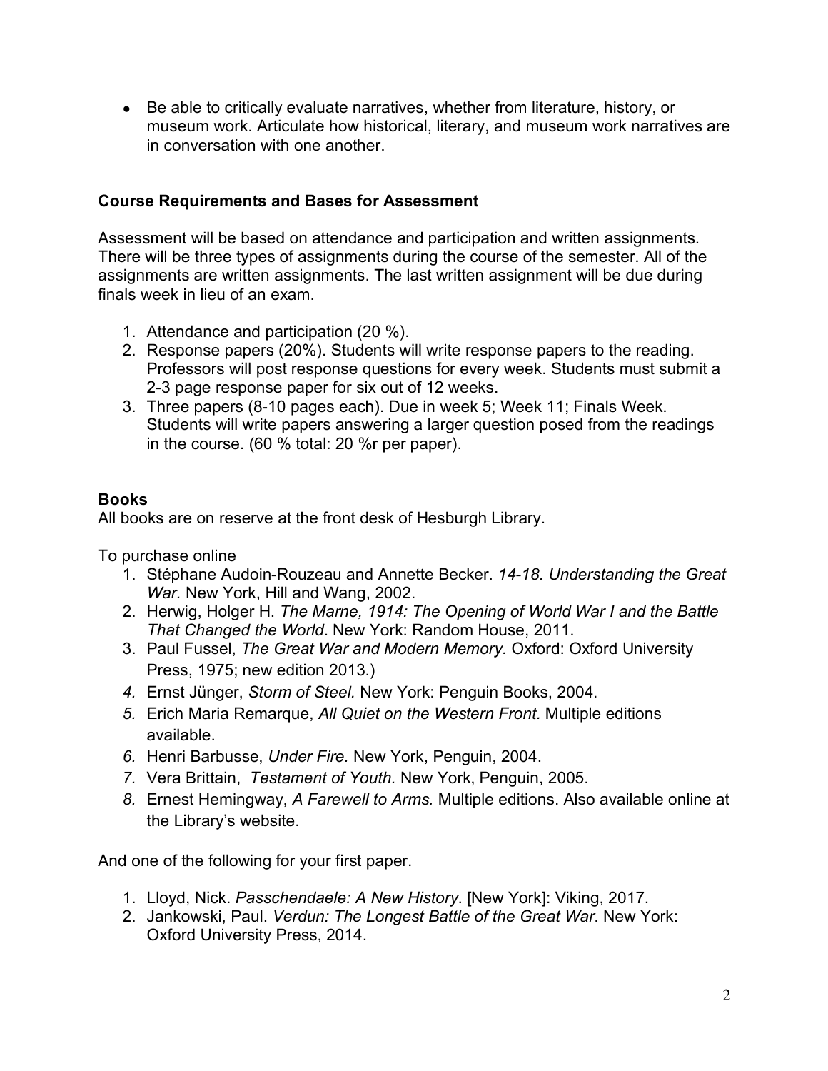- Be able to critically evaluate narratives, whether from literature, history, or museum work. Articulate how historical, literary, and museum work narratives are in conversation with one another.

### Course Requirements and Bases for Assessment

Assessment will be based on attendance and participation and written assignments. There will be three types of assignments during the course of the semester. All of the assignments are written assignments. The last written assignment will be due during finals week in lieu of an exam.

1. Attendance and participation (20 %).
2. Response papers (20%). Students will write response papers to the reading. Professors will post response questions for every week. Students must submit a 2-3 page response paper for six out of 12 weeks.
3. Three papers (8-10 pages each). Due in week 5; Week 11; Finals Week. Students will write papers answering a larger question posed from the readings in the course. (60 % total: 20 %r per paper).

### Books

All books are on reserve at the front desk of Hesburgh Library.

To purchase online

1. Stéphane Audoin-Rouzeau and Annette Becker. *14-18. Understanding the Great War.* New York, Hill and Wang, 2002.
2. Herwig, Holger H. *The Marne, 1914: The Opening of World War I and the Battle That Changed the World*. New York: Random House, 2011.
3. Paul Fussel, *The Great War and Modern Memory.* Oxford: Oxford University Press, 1975; new edition 2013.)
4. Ernst Jünger, *Storm of Steel.* New York: Penguin Books, 2004.
5. Erich Maria Remarque, *All Quiet on the Western Front.* Multiple editions available.
6. Henri Barbusse, *Under Fire.* New York, Penguin, 2004.
7. Vera Brittain, *Testament of Youth.* New York, Penguin, 2005.
8. Ernest Hemingway, *A Farewell to Arms.* Multiple editions. Also available online at the Library's website.

And one of the following for your first paper.

1. Lloyd, Nick. *Passchendaele: A New History*. [New York]: Viking, 2017.
2. Jankowski, Paul. *Verdun: The Longest Battle of the Great War*. New York: Oxford University Press, 2014.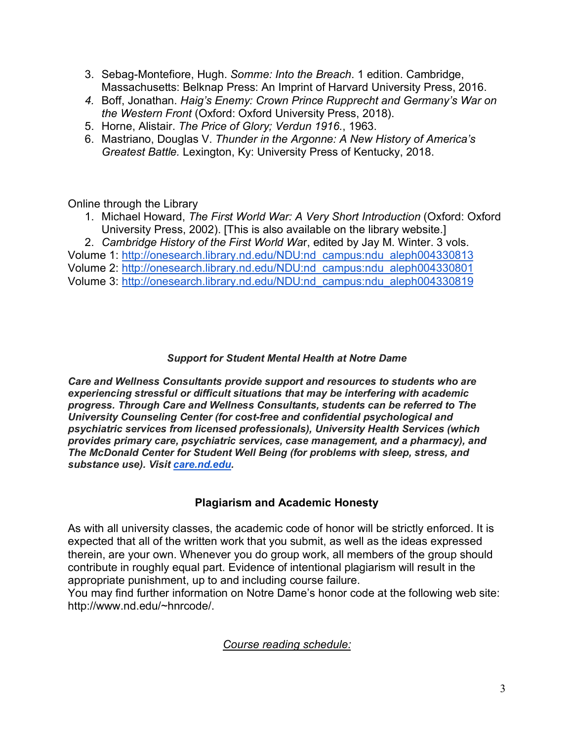3. Sebag-Montefiore, Hugh. *Somme: Into the Breach*. 1 edition. Cambridge, Massachusetts: Belknap Press: An Imprint of Harvard University Press, 2016.
4. Boff, Jonathan. *Haig's Enemy: Crown Prince Rupprecht and Germany's War on the Western Front* (Oxford: Oxford University Press, 2018).
5. Horne, Alistair. *The Price of Glory; Verdun 1916.*, 1963.
6. Mastriano, Douglas V. *Thunder in the Argonne: A New History of America's Greatest Battle.* Lexington, Ky: University Press of Kentucky, 2018.

Online through the Library

1. Michael Howard, *The First World War: A Very Short Introduction* (Oxford: Oxford University Press, 2002). [This is also available on the library website.]
2. *Cambridge History of the First World War*, edited by Jay M. Winter. 3 vols.

Volume 1: http://onesearch.library.nd.edu/NDU:nd_campus:ndu_aleph004330813
Volume 2: http://onesearch.library.nd.edu/NDU:nd_campus:ndu_aleph004330801
Volume 3: http://onesearch.library.nd.edu/NDU:nd_campus:ndu_aleph004330819

### *Support for Student Mental Health at Notre Dame*

***Care and Wellness Consultants provide support and resources to students who are experiencing stressful or difficult situations that may be interfering with academic progress. Through Care and Wellness Consultants, students can be referred to The University Counseling Center (for cost-free and confidential psychological and psychiatric services from licensed professionals), University Health Services (which provides primary care, psychiatric services, case management, and a pharmacy), and The McDonald Center for Student Well Being (for problems with sleep, stress, and substance use). Visit care.nd.edu.***

### Plagiarism and Academic Honesty

As with all university classes, the academic code of honor will be strictly enforced. It is expected that all of the written work that you submit, as well as the ideas expressed therein, are your own. Whenever you do group work, all members of the group should contribute in roughly equal part. Evidence of intentional plagiarism will result in the appropriate punishment, up to and including course failure.
You may find further information on Notre Dame's honor code at the following web site: http://www.nd.edu/~hnrcode/.

*Course reading schedule:*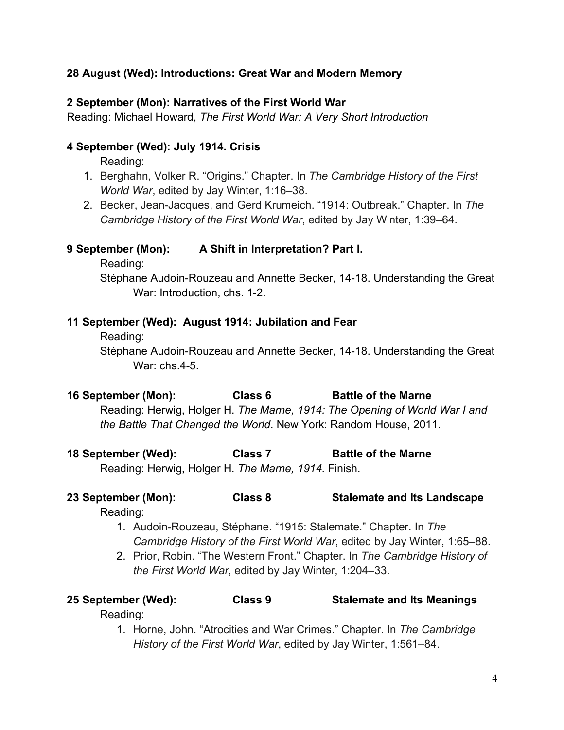**28 August (Wed): Introductions: Great War and Modern Memory**

**2 September (Mon): Narratives of the First World War**

Reading: Michael Howard, *The First World War: A Very Short Introduction*

**4 September (Wed): July 1914. Crisis**

Reading:

1. Berghahn, Volker R. "Origins." Chapter. In *The Cambridge History of the First World War*, edited by Jay Winter, 1:16–38.
2. Becker, Jean-Jacques, and Gerd Krumeich. "1914: Outbreak." Chapter. In *The Cambridge History of the First World War*, edited by Jay Winter, 1:39–64.

**9 September (Mon): A Shift in Interpretation? Part I.**

Reading:

Stéphane Audoin-Rouzeau and Annette Becker, 14-18. Understanding the Great War: Introduction, chs. 1-2.

**11 September (Wed): August 1914: Jubilation and Fear**

Reading:

Stéphane Audoin-Rouzeau and Annette Becker, 14-18. Understanding the Great War: chs.4-5.

**16 September (Mon): Class 6 Battle of the Marne**

Reading: Herwig, Holger H. *The Marne, 1914: The Opening of World War I and the Battle That Changed the World*. New York: Random House, 2011.

**18 September (Wed): Class 7 Battle of the Marne**

Reading: Herwig, Holger H. *The Marne, 1914.* Finish.

**23 September (Mon): Class 8 Stalemate and Its Landscape**

Reading:

1. Audoin-Rouzeau, Stéphane. "1915: Stalemate." Chapter. In *The Cambridge History of the First World War*, edited by Jay Winter, 1:65–88.
2. Prior, Robin. "The Western Front." Chapter. In *The Cambridge History of the First World War*, edited by Jay Winter, 1:204–33.

**25 September (Wed): Class 9 Stalemate and Its Meanings**

Reading:

1. Horne, John. "Atrocities and War Crimes." Chapter. In *The Cambridge History of the First World War*, edited by Jay Winter, 1:561–84.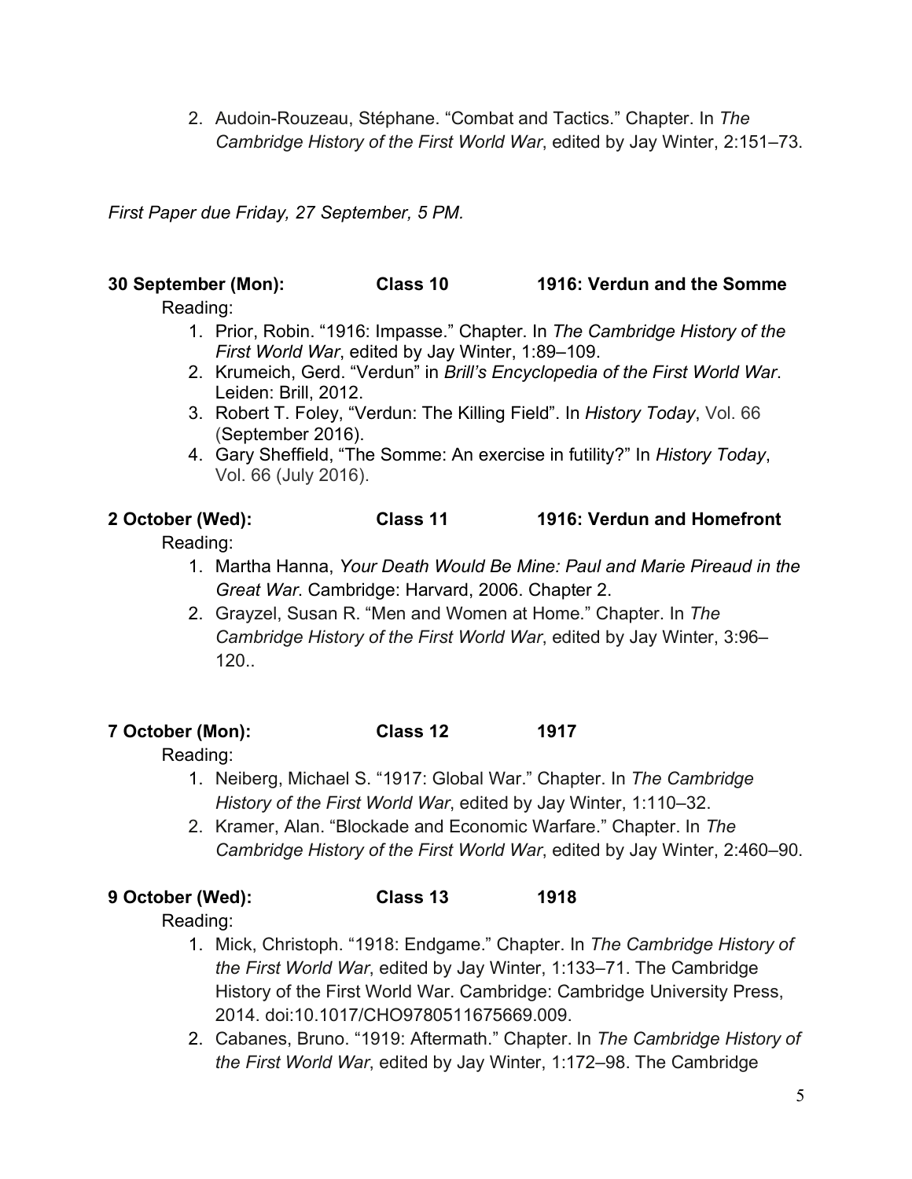2. Audoin-Rouzeau, Stéphane. “Combat and Tactics.” Chapter. In *The Cambridge History of the First World War*, edited by Jay Winter, 2:151–73.

*First Paper due Friday, 27 September, 5 PM.*

**30 September (Mon): Class 10 1916: Verdun and the Somme**

Reading:

1. Prior, Robin. “1916: Impasse.” Chapter. In *The Cambridge History of the First World War*, edited by Jay Winter, 1:89–109.
2. Krumeich, Gerd. “Verdun” in *Brill’s Encyclopedia of the First World War*. Leiden: Brill, 2012.
3. Robert T. Foley, “Verdun: The Killing Field”. In *History Today*, Vol. 66 (September 2016).
4. Gary Sheffield, “The Somme: An exercise in futility?” In *History Today*, Vol. 66 (July 2016).

**2 October (Wed): Class 11 1916: Verdun and Homefront**

Reading:

1. Martha Hanna, *Your Death Would Be Mine: Paul and Marie Pireaud in the Great War*. Cambridge: Harvard, 2006. Chapter 2.
2. Grayzel, Susan R. “Men and Women at Home.” Chapter. In *The Cambridge History of the First World War*, edited by Jay Winter, 3:96–120..

**7 October (Mon): Class 12 1917**

Reading:

1. Neiberg, Michael S. “1917: Global War.” Chapter. In *The Cambridge History of the First World War*, edited by Jay Winter, 1:110–32.
2. Kramer, Alan. “Blockade and Economic Warfare.” Chapter. In *The Cambridge History of the First World War*, edited by Jay Winter, 2:460–90.

**9 October (Wed): Class 13 1918**

Reading:

1. Mick, Christoph. “1918: Endgame.” Chapter. In *The Cambridge History of the First World War*, edited by Jay Winter, 1:133–71. The Cambridge History of the First World War. Cambridge: Cambridge University Press, 2014. doi:10.1017/CHO9780511675669.009.
2. Cabanes, Bruno. “1919: Aftermath.” Chapter. In *The Cambridge History of the First World War*, edited by Jay Winter, 1:172–98. The Cambridge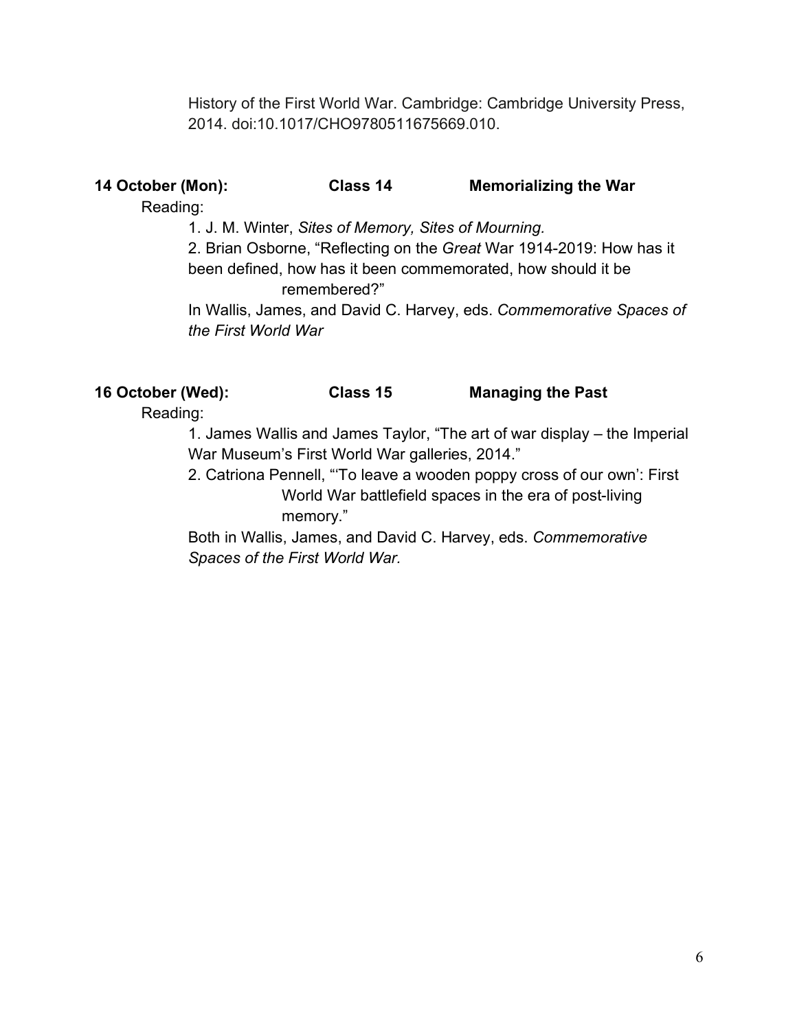History of the First World War. Cambridge: Cambridge University Press, 2014. doi:10.1017/CHO9780511675669.010.

**14 October (Mon): Class 14 Memorializing the War**

Reading:

1. J. M. Winter, *Sites of Memory, Sites of Mourning.*
2. Brian Osborne, "Reflecting on the *Great* War 1914-2019: How has it been defined, how has it been commemorated, how should it be remembered?"

In Wallis, James, and David C. Harvey, eds. *Commemorative Spaces of the First World War*

**16 October (Wed): Class 15 Managing the Past**

Reading:

1. James Wallis and James Taylor, "The art of war display – the Imperial War Museum's First World War galleries, 2014."
2. Catriona Pennell, "'To leave a wooden poppy cross of our own': First World War battlefield spaces in the era of post-living memory."

Both in Wallis, James, and David C. Harvey, eds. *Commemorative Spaces of the First World War.*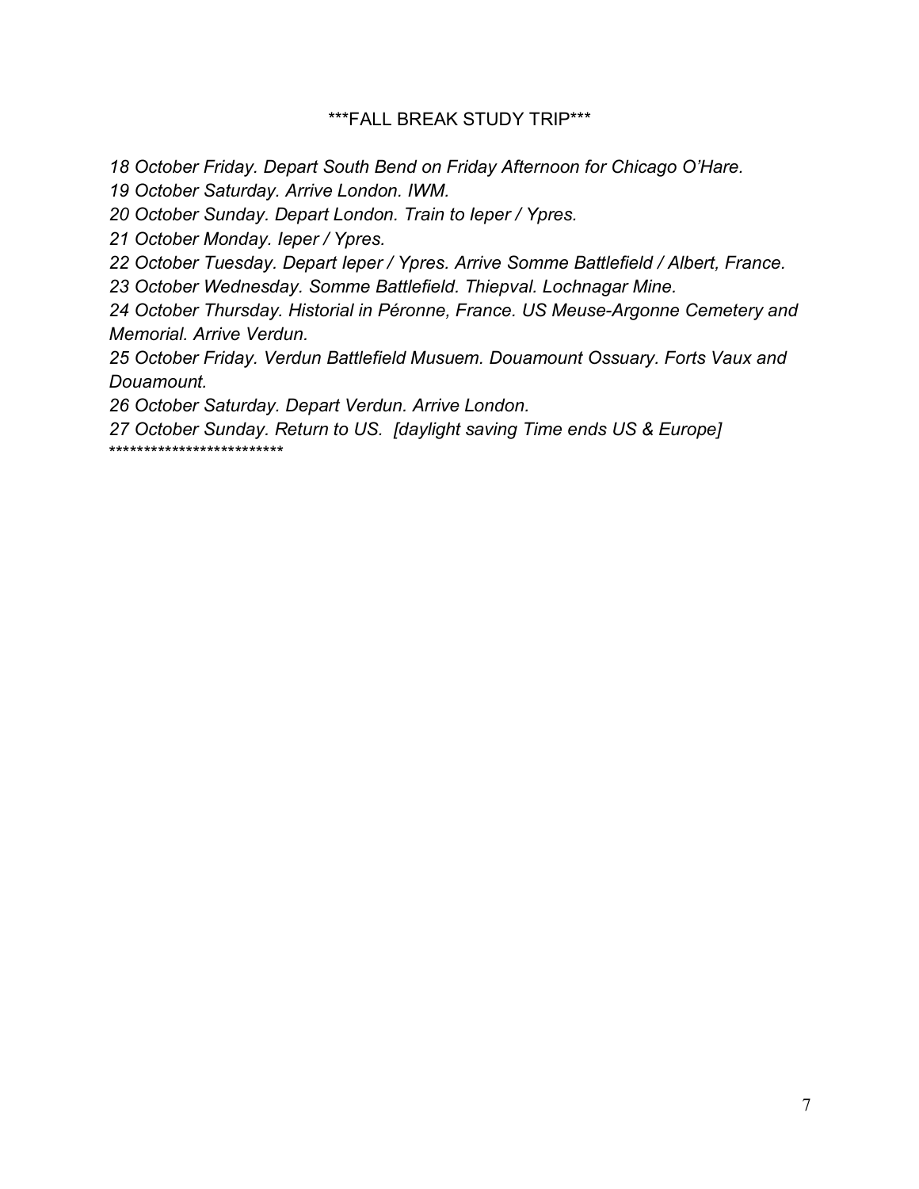\***FALL BREAK STUDY TRIP***

*18 October Friday. Depart South Bend on Friday Afternoon for Chicago O'Hare.*

*19 October Saturday. Arrive London. IWM.*

*20 October Sunday. Depart London. Train to Ieper / Ypres.*

*21 October Monday. Ieper / Ypres.*

*22 October Tuesday. Depart Ieper / Ypres. Arrive Somme Battlefield / Albert, France.*

*23 October Wednesday. Somme Battlefield. Thiepval. Lochnagar Mine.*

*24 October Thursday. Historial in Péronne, France. US Meuse-Argonne Cemetery and Memorial. Arrive Verdun.*

*25 October Friday. Verdun Battlefield Musuem. Douamount Ossuary. Forts Vaux and Douamount.*

*26 October Saturday. Depart Verdun. Arrive London.*

*27 October Sunday. Return to US. [daylight saving Time ends US & Europe]*

*************************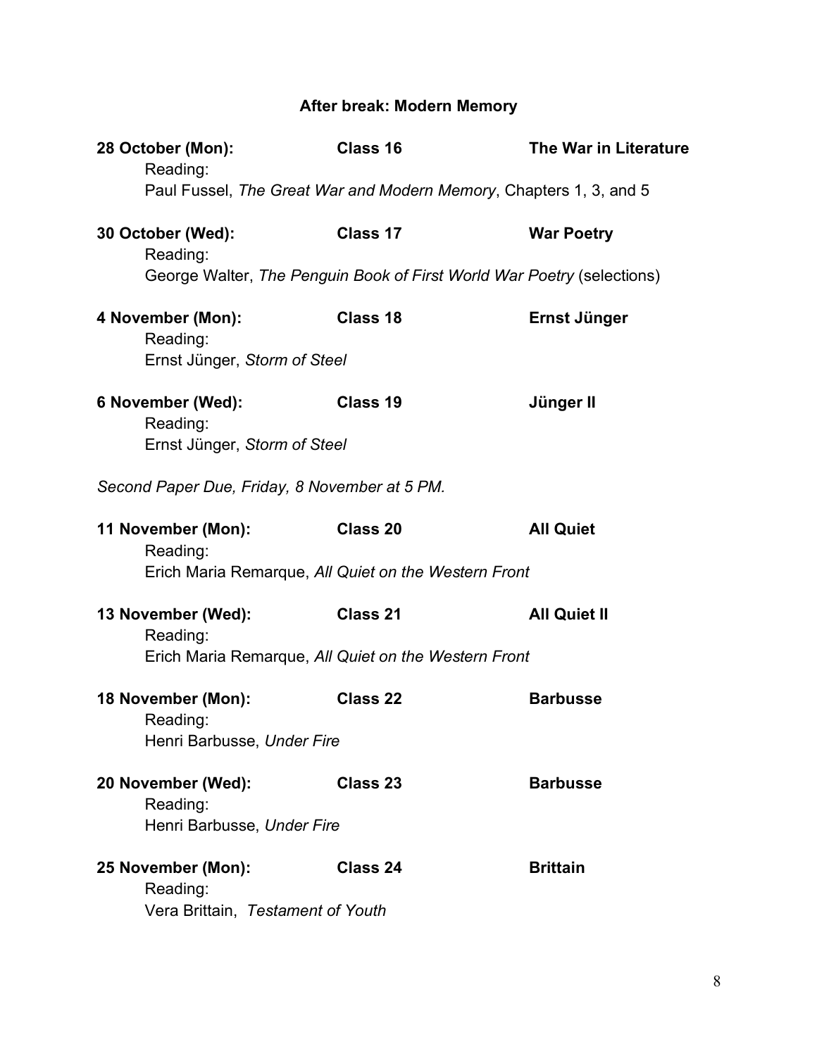## After break: Modern Memory

**28 October (Mon): Class 16 The War in Literature**

Reading:

Paul Fussel, *The Great War and Modern Memory*, Chapters 1, 3, and 5

**30 October (Wed): Class 17 War Poetry**

Reading:

George Walter, *The Penguin Book of First World War Poetry* (selections)

**4 November (Mon): Class 18 Ernst Jünger**

Reading:

Ernst Jünger, *Storm of Steel*

**6 November (Wed): Class 19 Jünger II**

Reading:

Ernst Jünger, *Storm of Steel*

*Second Paper Due, Friday, 8 November at 5 PM.*

**11 November (Mon): Class 20 All Quiet**

Reading:

Erich Maria Remarque, *All Quiet on the Western Front*

**13 November (Wed): Class 21 All Quiet II**

Reading:

Erich Maria Remarque, *All Quiet on the Western Front*

**18 November (Mon): Class 22 Barbusse**

Reading:

Henri Barbusse, *Under Fire*

**20 November (Wed): Class 23 Barbusse**

Reading:

Henri Barbusse, *Under Fire*

**25 November (Mon): Class 24 Brittain**

Reading:

Vera Brittain, *Testament of Youth*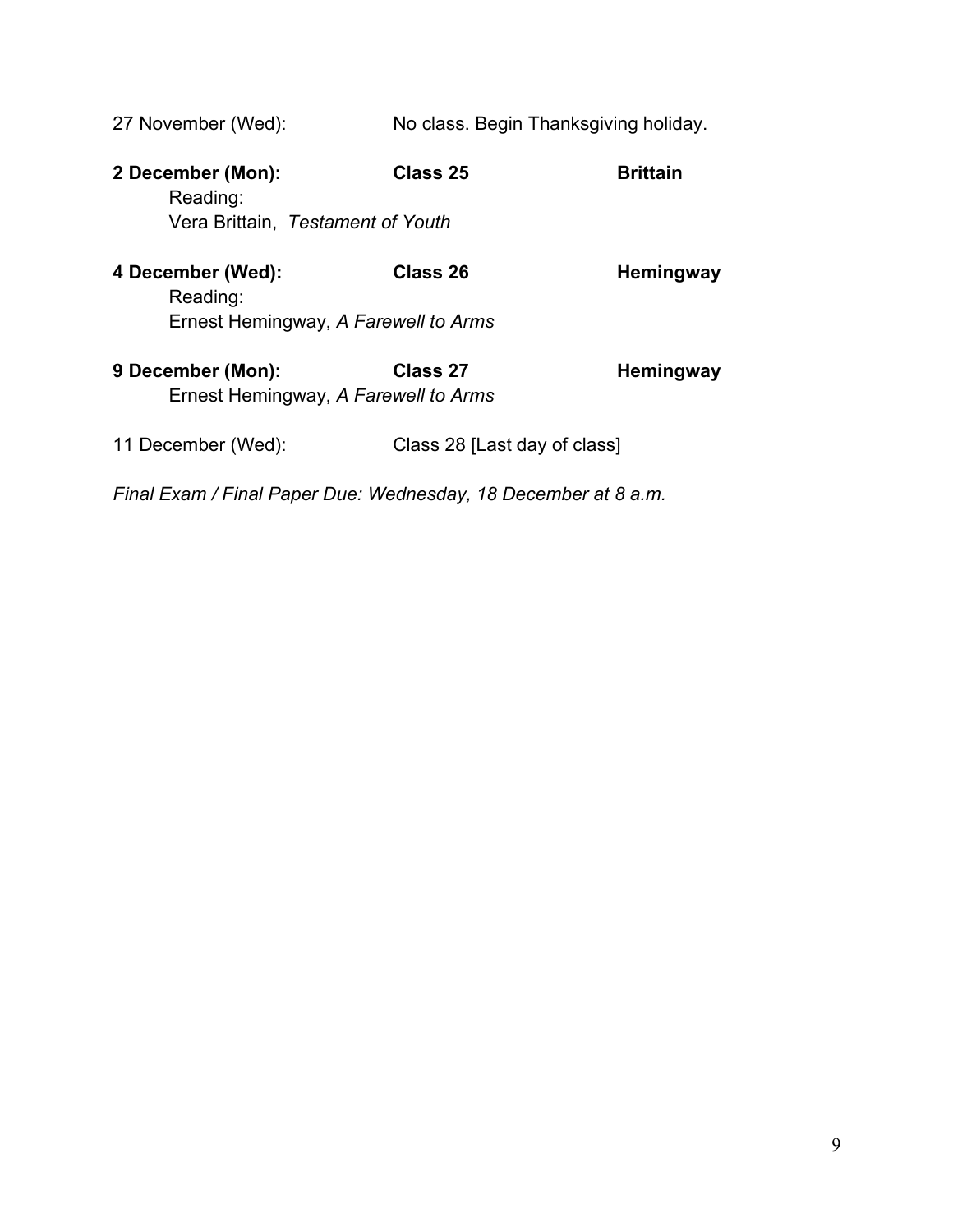27 November (Wed): No class. Begin Thanksgiving holiday.

**2 December (Mon):** **Class 25** **Brittain**
Reading:
Vera Brittain, *Testament of Youth*

**4 December (Wed):** **Class 26** **Hemingway**
Reading:
Ernest Hemingway, *A Farewell to Arms*

**9 December (Mon):** **Class 27** **Hemingway**
Ernest Hemingway, *A Farewell to Arms*

11 December (Wed): Class 28 [Last day of class]

*Final Exam / Final Paper Due: Wednesday, 18 December at 8 a.m.*